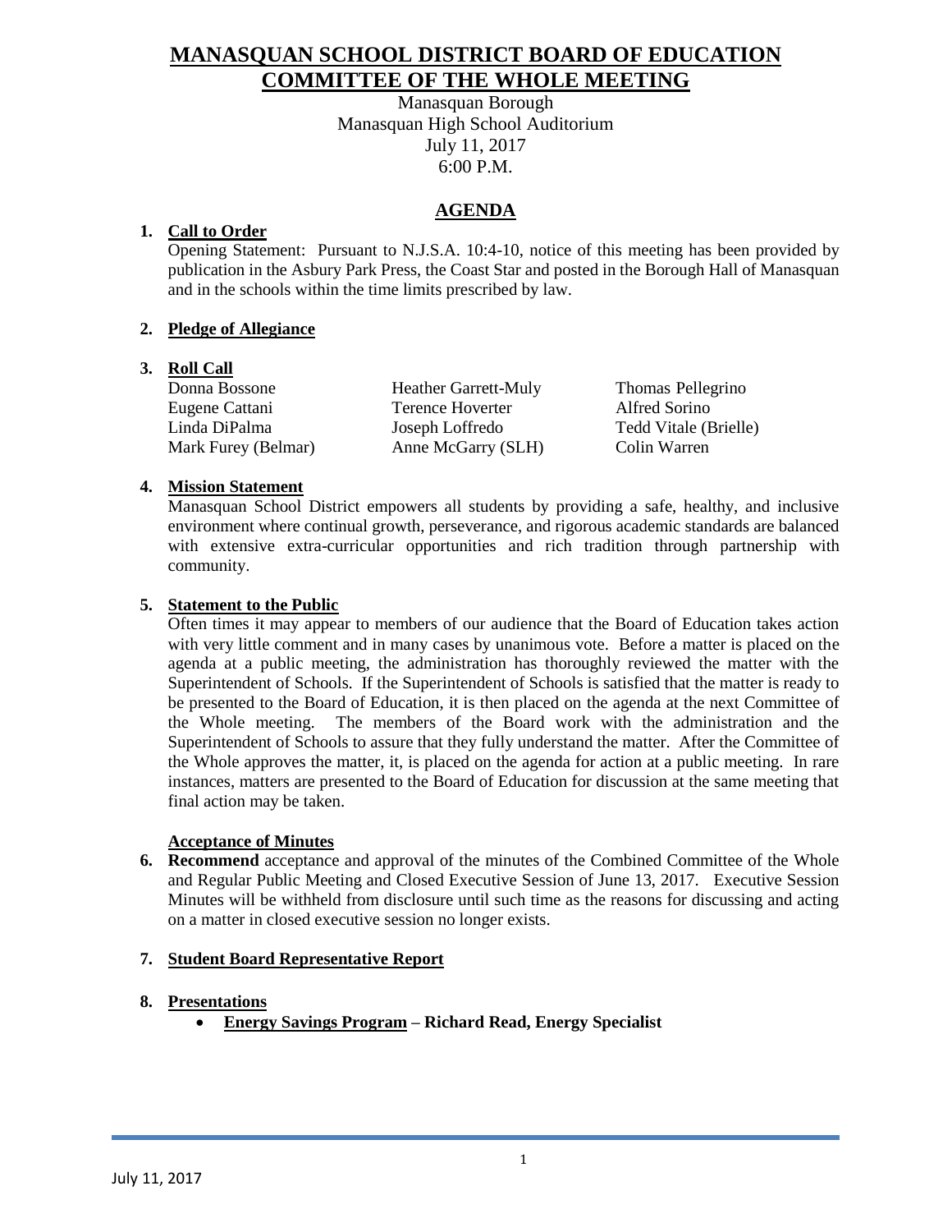# MANASQUAN SCHOOL DISTRICT BOARD OF EDUCATION
# COMMITTEE OF THE WHOLE MEETING

Manasquan Borough
Manasquan High School Auditorium
July 11, 2017
6:00 P.M.

## AGENDA

1. **Call to Order**

   Opening Statement: Pursuant to N.J.S.A. 10:4-10, notice of this meeting has been provided by publication in the Asbury Park Press, the Coast Star and posted in the Borough Hall of Manasquan and in the schools within the time limits prescribed by law.

2. **Pledge of Allegiance**

3. **Roll Call**

| | | |
|---|---|---|
| Donna Bossone | Heather Garrett-Muly | Thomas Pellegrino |
| Eugene Cattani | Terence Hoverter | Alfred Sorino |
| Linda DiPalma | Joseph Loffredo | Tedd Vitale (Brielle) |
| Mark Furey (Belmar) | Anne McGarry (SLH) | Colin Warren |

4. **Mission Statement**

   Manasquan School District empowers all students by providing a safe, healthy, and inclusive environment where continual growth, perseverance, and rigorous academic standards are balanced with extensive extra-curricular opportunities and rich tradition through partnership with community.

5. **Statement to the Public**

   Often times it may appear to members of our audience that the Board of Education takes action with very little comment and in many cases by unanimous vote. Before a matter is placed on the agenda at a public meeting, the administration has thoroughly reviewed the matter with the Superintendent of Schools. If the Superintendent of Schools is satisfied that the matter is ready to be presented to the Board of Education, it is then placed on the agenda at the next Committee of the Whole meeting. The members of the Board work with the administration and the Superintendent of Schools to assure that they fully understand the matter. After the Committee of the Whole approves the matter, it, is placed on the agenda for action at a public meeting. In rare instances, matters are presented to the Board of Education for discussion at the same meeting that final action may be taken.

   **Acceptance of Minutes**

6. **Recommend** acceptance and approval of the minutes of the Combined Committee of the Whole and Regular Public Meeting and Closed Executive Session of June 13, 2017. Executive Session Minutes will be withheld from disclosure until such time as the reasons for discussing and acting on a matter in closed executive session no longer exists.

7. **Student Board Representative Report**

8. **Presentations**
   - **Energy Savings Program – Richard Read, Energy Specialist**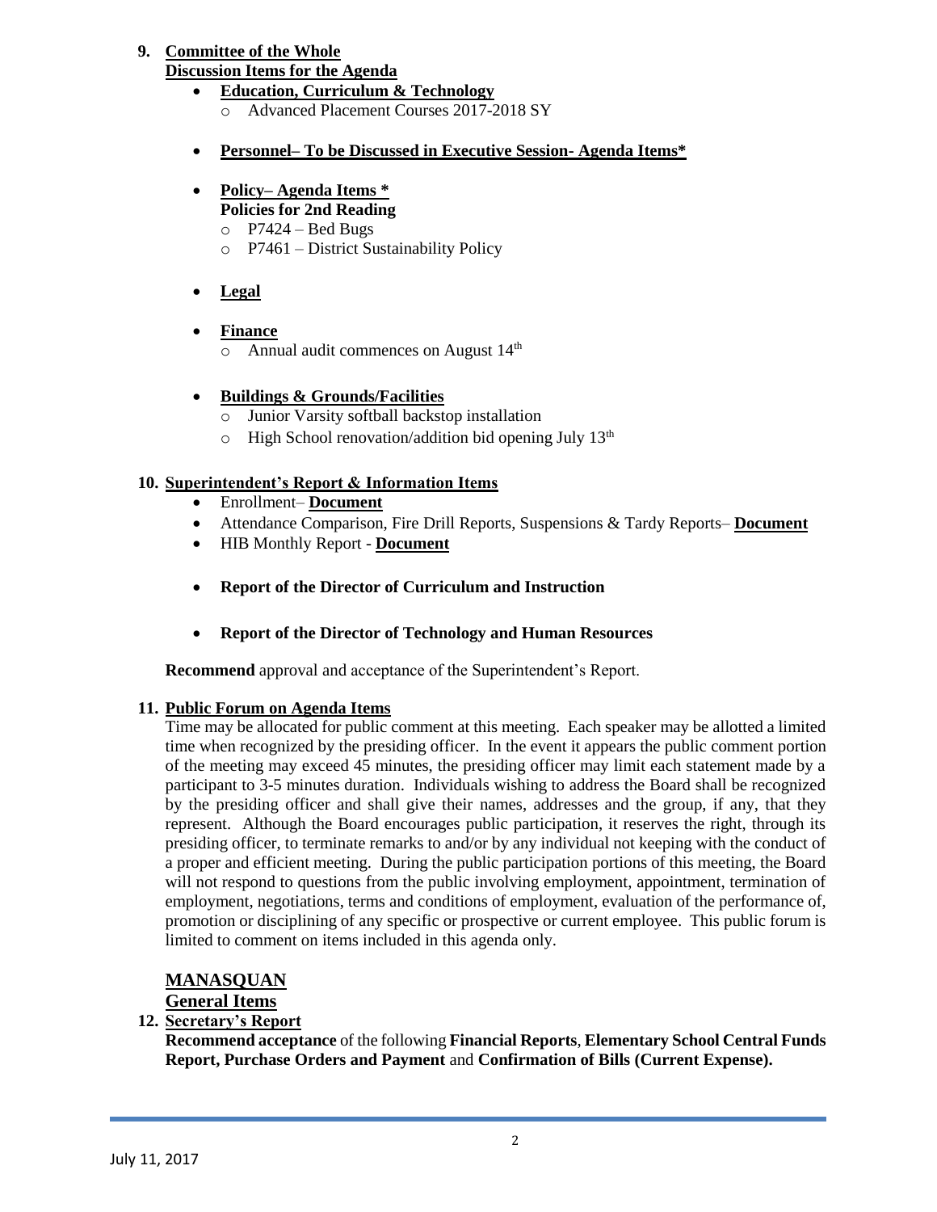**9. Committee of the Whole**
**Discussion Items for the Agenda**

- **Education, Curriculum & Technology**
  - Advanced Placement Courses 2017-2018 SY
- **Personnel– To be Discussed in Executive Session- Agenda Items***
- **Policy– Agenda Items ***
  **Policies for 2nd Reading**
  - P7424 – Bed Bugs
  - P7461 – District Sustainability Policy
- **Legal**
- **Finance**
  - Annual audit commences on August 14th
- **Buildings & Grounds/Facilities**
  - Junior Varsity softball backstop installation
  - High School renovation/addition bid opening July 13th

**10. Superintendent's Report & Information Items**

- Enrollment– **Document**
- Attendance Comparison, Fire Drill Reports, Suspensions & Tardy Reports– **Document**
- HIB Monthly Report - **Document**
- **Report of the Director of Curriculum and Instruction**
- **Report of the Director of Technology and Human Resources**

**Recommend** approval and acceptance of the Superintendent's Report.

**11. Public Forum on Agenda Items**

Time may be allocated for public comment at this meeting. Each speaker may be allotted a limited time when recognized by the presiding officer. In the event it appears the public comment portion of the meeting may exceed 45 minutes, the presiding officer may limit each statement made by a participant to 3-5 minutes duration. Individuals wishing to address the Board shall be recognized by the presiding officer and shall give their names, addresses and the group, if any, that they represent. Although the Board encourages public participation, it reserves the right, through its presiding officer, to terminate remarks to and/or by any individual not keeping with the conduct of a proper and efficient meeting. During the public participation portions of this meeting, the Board will not respond to questions from the public involving employment, appointment, termination of employment, negotiations, terms and conditions of employment, evaluation of the performance of, promotion or disciplining of any specific or prospective or current employee. This public forum is limited to comment on items included in this agenda only.

## MANASQUAN

### General Items

**12. Secretary's Report**

**Recommend acceptance** of the following **Financial Reports**, **Elementary School Central Funds Report, Purchase Orders and Payment** and **Confirmation of Bills (Current Expense).**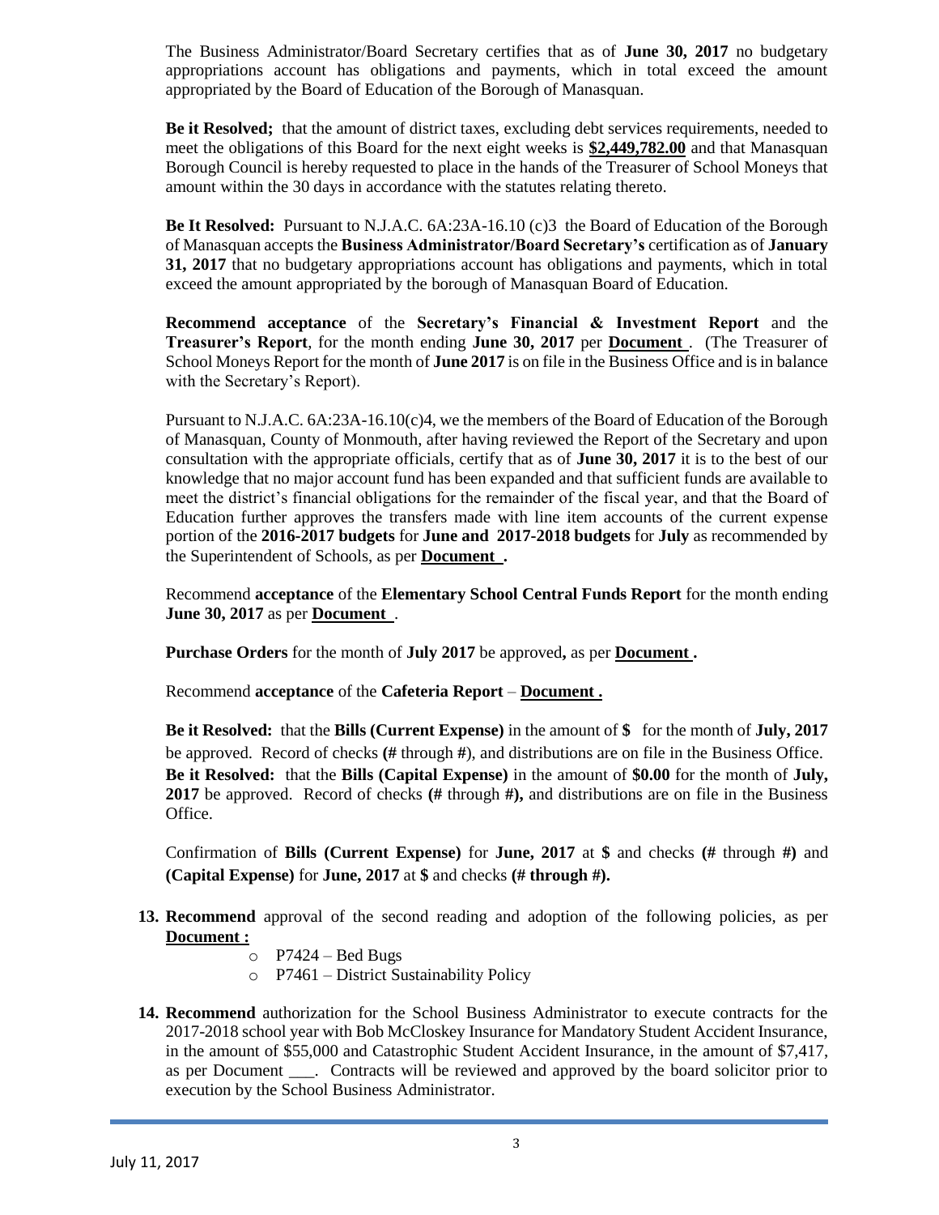The Business Administrator/Board Secretary certifies that as of **June 30, 2017** no budgetary appropriations account has obligations and payments, which in total exceed the amount appropriated by the Board of Education of the Borough of Manasquan.

**Be it Resolved;** that the amount of district taxes, excluding debt services requirements, needed to meet the obligations of this Board for the next eight weeks is **$2,449,782.00** and that Manasquan Borough Council is hereby requested to place in the hands of the Treasurer of School Moneys that amount within the 30 days in accordance with the statutes relating thereto.

**Be It Resolved:** Pursuant to N.J.A.C. 6A:23A-16.10 (c)3 the Board of Education of the Borough of Manasquan accepts the **Business Administrator/Board Secretary's** certification as of **January 31, 2017** that no budgetary appropriations account has obligations and payments, which in total exceed the amount appropriated by the borough of Manasquan Board of Education.

**Recommend acceptance** of the **Secretary's Financial & Investment Report** and the **Treasurer's Report**, for the month ending **June 30, 2017** per **Document** . (The Treasurer of School Moneys Report for the month of **June 2017** is on file in the Business Office and is in balance with the Secretary's Report).

Pursuant to N.J.A.C. 6A:23A-16.10(c)4, we the members of the Board of Education of the Borough of Manasquan, County of Monmouth, after having reviewed the Report of the Secretary and upon consultation with the appropriate officials, certify that as of **June 30, 2017** it is to the best of our knowledge that no major account fund has been expanded and that sufficient funds are available to meet the district's financial obligations for the remainder of the fiscal year, and that the Board of Education further approves the transfers made with line item accounts of the current expense portion of the **2016-2017 budgets** for **June and 2017-2018 budgets** for **July** as recommended by the Superintendent of Schools, as per **Document .**

Recommend **acceptance** of the **Elementary School Central Funds Report** for the month ending **June 30, 2017** as per **Document** .

**Purchase Orders** for the month of **July 2017** be approved**,** as per **Document .**

Recommend **acceptance** of the **Cafeteria Report** – **Document .**

**Be it Resolved:** that the **Bills (Current Expense)** in the amount of **$** for the month of **July, 2017** be approved. Record of checks **(#** through **#**), and distributions are on file in the Business Office.

**Be it Resolved:** that the **Bills (Capital Expense)** in the amount of **$0.00** for the month of **July, 2017** be approved. Record of checks **(#** through **#),** and distributions are on file in the Business Office.

Confirmation of **Bills (Current Expense)** for **June, 2017** at **$** and checks **(#** through **#)** and **(Capital Expense)** for **June, 2017** at **$** and checks **(# through #).**

13. **Recommend** approval of the second reading and adoption of the following policies, as per **Document :**
    - P7424 – Bed Bugs
    - P7461 – District Sustainability Policy

14. **Recommend** authorization for the School Business Administrator to execute contracts for the 2017-2018 school year with Bob McCloskey Insurance for Mandatory Student Accident Insurance, in the amount of $55,000 and Catastrophic Student Accident Insurance, in the amount of $7,417, as per Document ___. Contracts will be reviewed and approved by the board solicitor prior to execution by the School Business Administrator.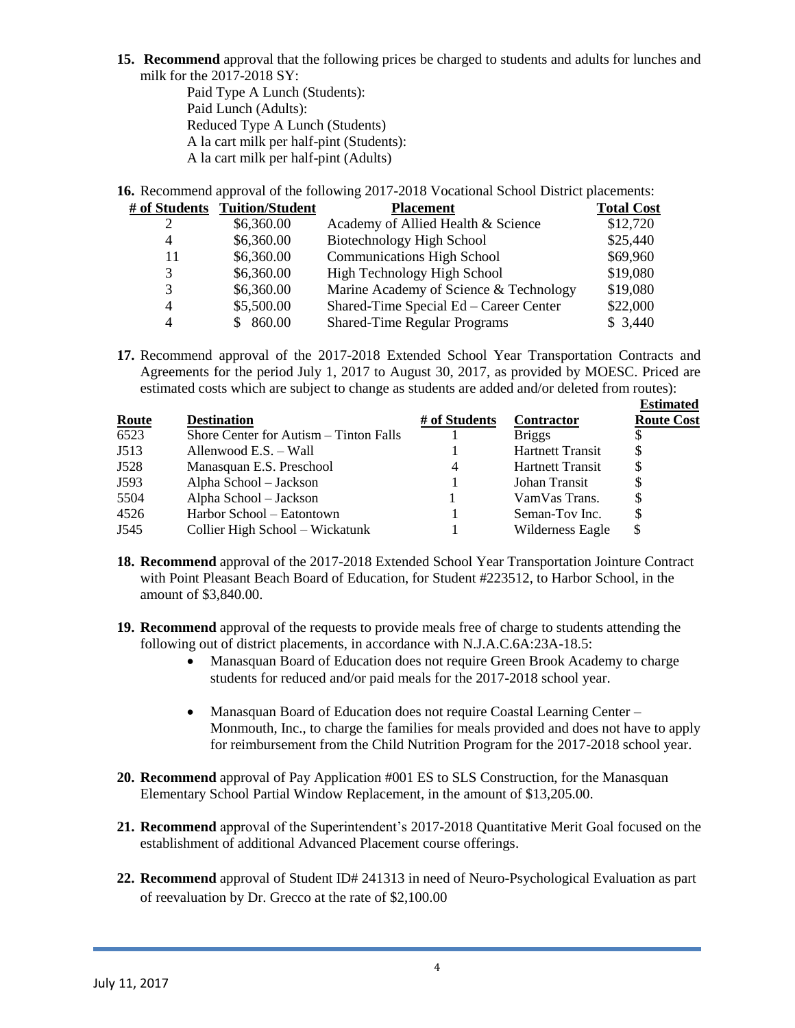**15. Recommend** approval that the following prices be charged to students and adults for lunches and milk for the 2017-2018 SY:

Paid Type A Lunch (Students):
Paid Lunch (Adults):
Reduced Type A Lunch (Students)
A la cart milk per half-pint (Students):
A la cart milk per half-pint (Adults)

**16.** Recommend approval of the following 2017-2018 Vocational School District placements:

| # of Students | Tuition/Student | Placement | Total Cost |
|---|---|---|---|
| 2 | $6,360.00 | Academy of Allied Health & Science | $12,720 |
| 4 | $6,360.00 | Biotechnology High School | $25,440 |
| 11 | $6,360.00 | Communications High School | $69,960 |
| 3 | $6,360.00 | High Technology High School | $19,080 |
| 3 | $6,360.00 | Marine Academy of Science & Technology | $19,080 |
| 4 | $5,500.00 | Shared-Time Special Ed – Career Center | $22,000 |
| 4 | $ 860.00 | Shared-Time Regular Programs | $ 3,440 |

**17.** Recommend approval of the 2017-2018 Extended School Year Transportation Contracts and Agreements for the period July 1, 2017 to August 30, 2017, as provided by MOESC. Priced are estimated costs which are subject to change as students are added and/or deleted from routes):

| Route | Destination | # of Students | Contractor | Estimated Route Cost |
|---|---|---|---|---|
| 6523 | Shore Center for Autism – Tinton Falls | 1 | Briggs | $ |
| J513 | Allenwood E.S. – Wall | 1 | Hartnett Transit | $ |
| J528 | Manasquan E.S. Preschool | 4 | Hartnett Transit | $ |
| J593 | Alpha School – Jackson | 1 | Johan Transit | $ |
| 5504 | Alpha School – Jackson | 1 | VamVas Trans. | $ |
| 4526 | Harbor School – Eatontown | 1 | Seman-Tov Inc. | $ |
| J545 | Collier High School – Wickatunk | 1 | Wilderness Eagle | $ |

**18. Recommend** approval of the 2017-2018 Extended School Year Transportation Jointure Contract with Point Pleasant Beach Board of Education, for Student #223512, to Harbor School, in the amount of $3,840.00.

**19. Recommend** approval of the requests to provide meals free of charge to students attending the following out of district placements, in accordance with N.J.A.C.6A:23A-18.5:

- Manasquan Board of Education does not require Green Brook Academy to charge students for reduced and/or paid meals for the 2017-2018 school year.
- Manasquan Board of Education does not require Coastal Learning Center – Monmouth, Inc., to charge the families for meals provided and does not have to apply for reimbursement from the Child Nutrition Program for the 2017-2018 school year.

**20. Recommend** approval of Pay Application #001 ES to SLS Construction, for the Manasquan Elementary School Partial Window Replacement, in the amount of $13,205.00.

**21. Recommend** approval of the Superintendent's 2017-2018 Quantitative Merit Goal focused on the establishment of additional Advanced Placement course offerings.

**22. Recommend** approval of Student ID# 241313 in need of Neuro-Psychological Evaluation as part of reevaluation by Dr. Grecco at the rate of $2,100.00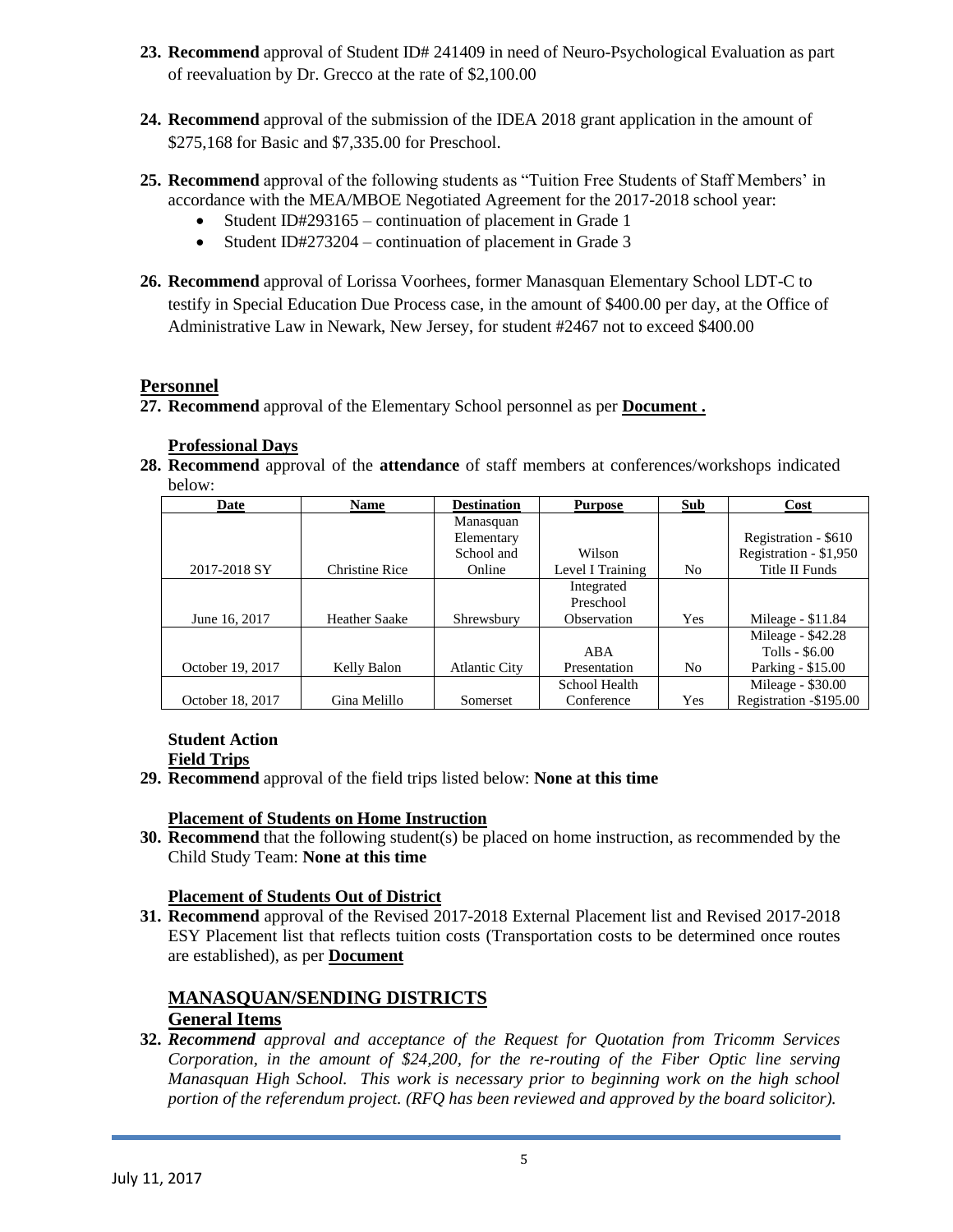23. **Recommend** approval of Student ID# 241409 in need of Neuro-Psychological Evaluation as part of reevaluation by Dr. Grecco at the rate of $2,100.00

24. **Recommend** approval of the submission of the IDEA 2018 grant application in the amount of $275,168 for Basic and $7,335.00 for Preschool.

25. **Recommend** approval of the following students as "Tuition Free Students of Staff Members' in accordance with the MEA/MBOE Negotiated Agreement for the 2017-2018 school year:
    - Student ID#293165 – continuation of placement in Grade 1
    - Student ID#273204 – continuation of placement in Grade 3

26. **Recommend** approval of Lorissa Voorhees, former Manasquan Elementary School LDT-C to testify in Special Education Due Process case, in the amount of $400.00 per day, at the Office of Administrative Law in Newark, New Jersey, for student #2467 not to exceed $400.00

## Personnel

27. **Recommend** approval of the Elementary School personnel as per **Document .**

### Professional Days

28. **Recommend** approval of the **attendance** of staff members at conferences/workshops indicated below:

| Date | Name | Destination | Purpose | Sub | Cost |
|---|---|---|---|---|---|
| 2017-2018 SY | Christine Rice | Manasquan Elementary School and Online | Wilson Level I Training | No | Registration - $610 Registration - $1,950 Title II Funds |
| June 16, 2017 | Heather Saake | Shrewsbury | Integrated Preschool Observation | Yes | Mileage - $11.84 |
| October 19, 2017 | Kelly Balon | Atlantic City | ABA Presentation | No | Mileage - $42.28 Tolls - $6.00 Parking - $15.00 |
| October 18, 2017 | Gina Melillo | Somerset | School Health Conference | Yes | Mileage - $30.00 Registration -$195.00 |

**Student Action**

**Field Trips**

29. **Recommend** approval of the field trips listed below: **None at this time**

### Placement of Students on Home Instruction

30. **Recommend** that the following student(s) be placed on home instruction, as recommended by the Child Study Team: **None at this time**

### Placement of Students Out of District

31. **Recommend** approval of the Revised 2017-2018 External Placement list and Revised 2017-2018 ESY Placement list that reflects tuition costs (Transportation costs to be determined once routes are established), as per **Document**

## MANASQUAN/SENDING DISTRICTS

### General Items

32. ***Recommend*** *approval and acceptance of the Request for Quotation from Tricomm Services Corporation, in the amount of $24,200, for the re-routing of the Fiber Optic line serving Manasquan High School. This work is necessary prior to beginning work on the high school portion of the referendum project. (RFQ has been reviewed and approved by the board solicitor).*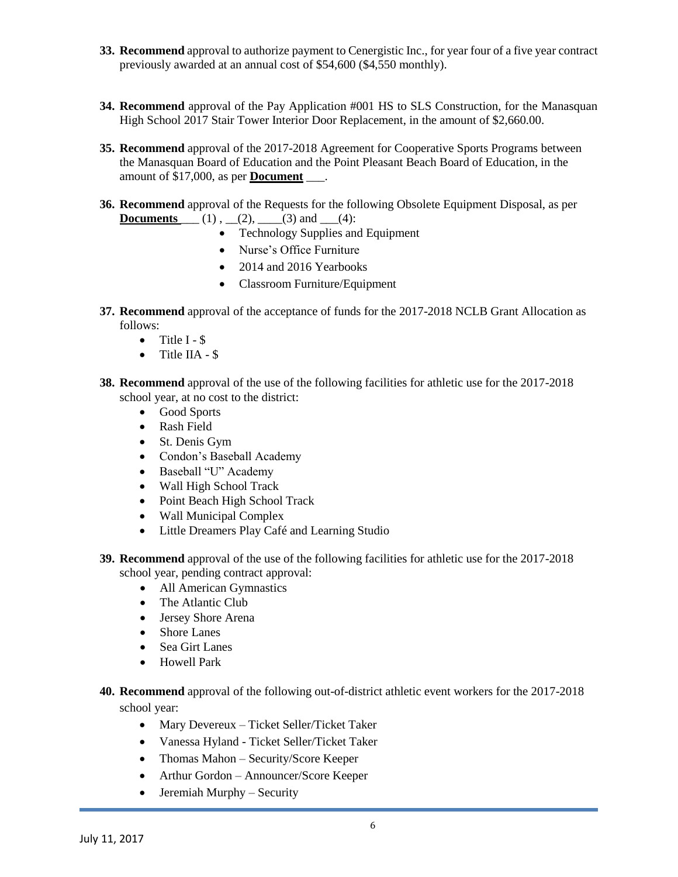**33. Recommend** approval to authorize payment to Cenergistic Inc., for year four of a five year contract previously awarded at an annual cost of $54,600 ($4,550 monthly).

**34. Recommend** approval of the Pay Application #001 HS to SLS Construction, for the Manasquan High School 2017 Stair Tower Interior Door Replacement, in the amount of $2,660.00.

**35. Recommend** approval of the 2017-2018 Agreement for Cooperative Sports Programs between the Manasquan Board of Education and the Point Pleasant Beach Board of Education, in the amount of $17,000, as per **Document** ___.

**36. Recommend** approval of the Requests for the following Obsolete Equipment Disposal, as per **Documents** ___ (1) , __(2), ____(3) and ___(4):

- Technology Supplies and Equipment
- Nurse's Office Furniture
- 2014 and 2016 Yearbooks
- Classroom Furniture/Equipment

**37. Recommend** approval of the acceptance of funds for the 2017-2018 NCLB Grant Allocation as follows:

- Title I - $
- Title IIA - $

**38. Recommend** approval of the use of the following facilities for athletic use for the 2017-2018 school year, at no cost to the district:

- Good Sports
- Rash Field
- St. Denis Gym
- Condon's Baseball Academy
- Baseball "U" Academy
- Wall High School Track
- Point Beach High School Track
- Wall Municipal Complex
- Little Dreamers Play Café and Learning Studio

**39. Recommend** approval of the use of the following facilities for athletic use for the 2017-2018 school year, pending contract approval:

- All American Gymnastics
- The Atlantic Club
- Jersey Shore Arena
- Shore Lanes
- Sea Girt Lanes
- Howell Park

**40. Recommend** approval of the following out-of-district athletic event workers for the 2017-2018 school year:

- Mary Devereux – Ticket Seller/Ticket Taker
- Vanessa Hyland - Ticket Seller/Ticket Taker
- Thomas Mahon – Security/Score Keeper
- Arthur Gordon – Announcer/Score Keeper
- Jeremiah Murphy – Security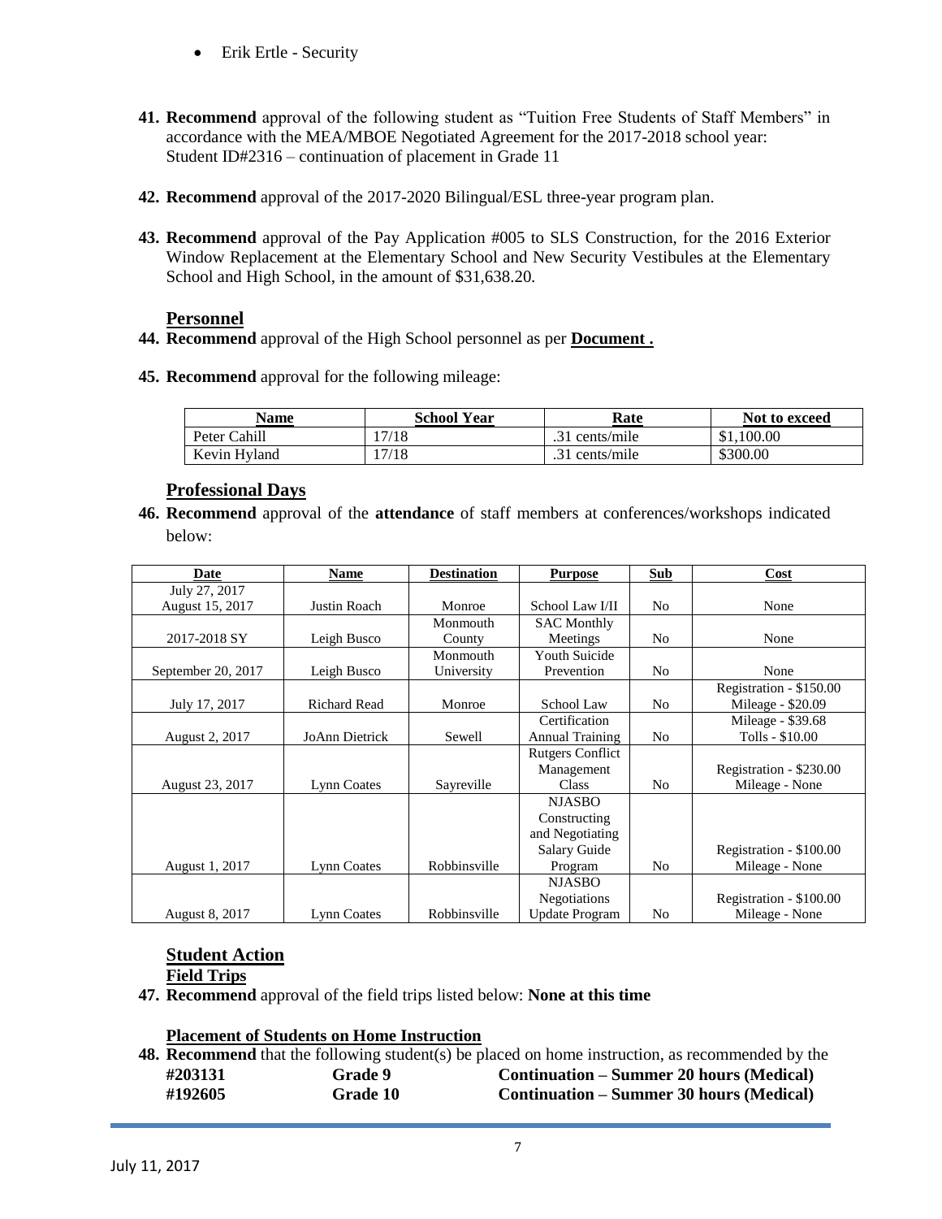- Erik Ertle - Security

**41. Recommend** approval of the following student as "Tuition Free Students of Staff Members" in accordance with the MEA/MBOE Negotiated Agreement for the 2017-2018 school year:
Student ID#2316 – continuation of placement in Grade 11

**42. Recommend** approval of the 2017-2020 Bilingual/ESL three-year program plan.

**43. Recommend** approval of the Pay Application #005 to SLS Construction, for the 2016 Exterior Window Replacement at the Elementary School and New Security Vestibules at the Elementary School and High School, in the amount of $31,638.20.

## Personnel

**44. Recommend** approval of the High School personnel as per **Document .**

**45. Recommend** approval for the following mileage:

| Name | School Year | Rate | Not to exceed |
|---|---|---|---|
| Peter Cahill | 17/18 | .31 cents/mile | $1,100.00 |
| Kevin Hyland | 17/18 | .31 cents/mile | $300.00 |

## Professional Days

**46. Recommend** approval of the **attendance** of staff members at conferences/workshops indicated below:

| Date | Name | Destination | Purpose | Sub | Cost |
|---|---|---|---|---|---|
| July 27, 2017 August 15, 2017 | Justin Roach | Monroe | School Law I/II | No | None |
| 2017-2018 SY | Leigh Busco | Monmouth County | SAC Monthly Meetings | No | None |
| September 20, 2017 | Leigh Busco | Monmouth University | Youth Suicide Prevention | No | None |
| July 17, 2017 | Richard Read | Monroe | School Law | No | Registration - $150.00 Mileage - $20.09 |
| August 2, 2017 | JoAnn Dietrick | Sewell | Certification Annual Training | No | Mileage - $39.68 Tolls - $10.00 |
| August 23, 2017 | Lynn Coates | Sayreville | Rutgers Conflict Management Class | No | Registration - $230.00 Mileage - None |
| August 1, 2017 | Lynn Coates | Robbinsville | NJASBO Constructing and Negotiating Salary Guide Program | No | Registration - $100.00 Mileage - None |
| August 8, 2017 | Lynn Coates | Robbinsville | NJASBO Negotiations Update Program | No | Registration - $100.00 Mileage - None |

## Student Action

### Field Trips

**47. Recommend** approval of the field trips listed below: **None at this time**

### Placement of Students on Home Instruction

**48. Recommend** that the following student(s) be placed on home instruction, as recommended by the

| | | |
|---|---|---|
| **#203131** | **Grade 9** | **Continuation – Summer 20 hours (Medical)** |
| **#192605** | **Grade 10** | **Continuation – Summer 30 hours (Medical)** |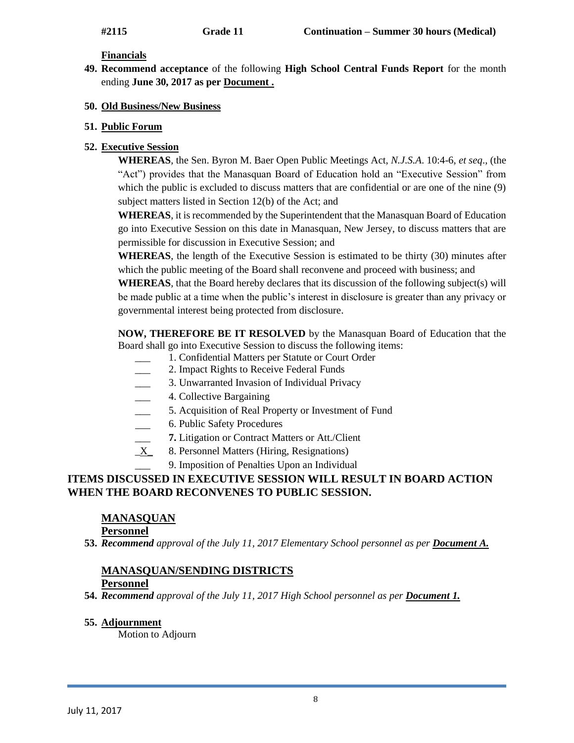| #2115 | Grade 11 | Continuation – Summer 30 hours (Medical) |
|---|---|---|

**Financials**

**49. Recommend acceptance** of the following **High School Central Funds Report** for the month ending **June 30, 2017 as per Document .**

**50. Old Business/New Business**

**51. Public Forum**

**52. Executive Session**

**WHEREAS**, the Sen. Byron M. Baer Open Public Meetings Act, *N.J.S.A*. 10:4-6, *et seq*., (the "Act") provides that the Manasquan Board of Education hold an "Executive Session" from which the public is excluded to discuss matters that are confidential or are one of the nine (9) subject matters listed in Section 12(b) of the Act; and

**WHEREAS**, it is recommended by the Superintendent that the Manasquan Board of Education go into Executive Session on this date in Manasquan, New Jersey, to discuss matters that are permissible for discussion in Executive Session; and

**WHEREAS**, the length of the Executive Session is estimated to be thirty (30) minutes after which the public meeting of the Board shall reconvene and proceed with business; and

**WHEREAS**, that the Board hereby declares that its discussion of the following subject(s) will be made public at a time when the public's interest in disclosure is greater than any privacy or governmental interest being protected from disclosure.

**NOW, THEREFORE BE IT RESOLVED** by the Manasquan Board of Education that the Board shall go into Executive Session to discuss the following items:

___ 1. Confidential Matters per Statute or Court Order
___ 2. Impact Rights to Receive Federal Funds
___ 3. Unwarranted Invasion of Individual Privacy
___ 4. Collective Bargaining
___ 5. Acquisition of Real Property or Investment of Fund
___ 6. Public Safety Procedures
___ **7.** Litigation or Contract Matters or Att./Client
_X_ 8. Personnel Matters (Hiring, Resignations)
___ 9. Imposition of Penalties Upon an Individual

**ITEMS DISCUSSED IN EXECUTIVE SESSION WILL RESULT IN BOARD ACTION WHEN THE BOARD RECONVENES TO PUBLIC SESSION.**

**MANASQUAN**
**Personnel**

**53.** ***Recommend** approval of the July 11, 2017 Elementary School personnel as per **Document A.***

**MANASQUAN/SENDING DISTRICTS**
**Personnel**

**54.** ***Recommend** approval of the July 11, 2017 High School personnel as per **Document 1.***

**55. Adjournment**

Motion to Adjourn